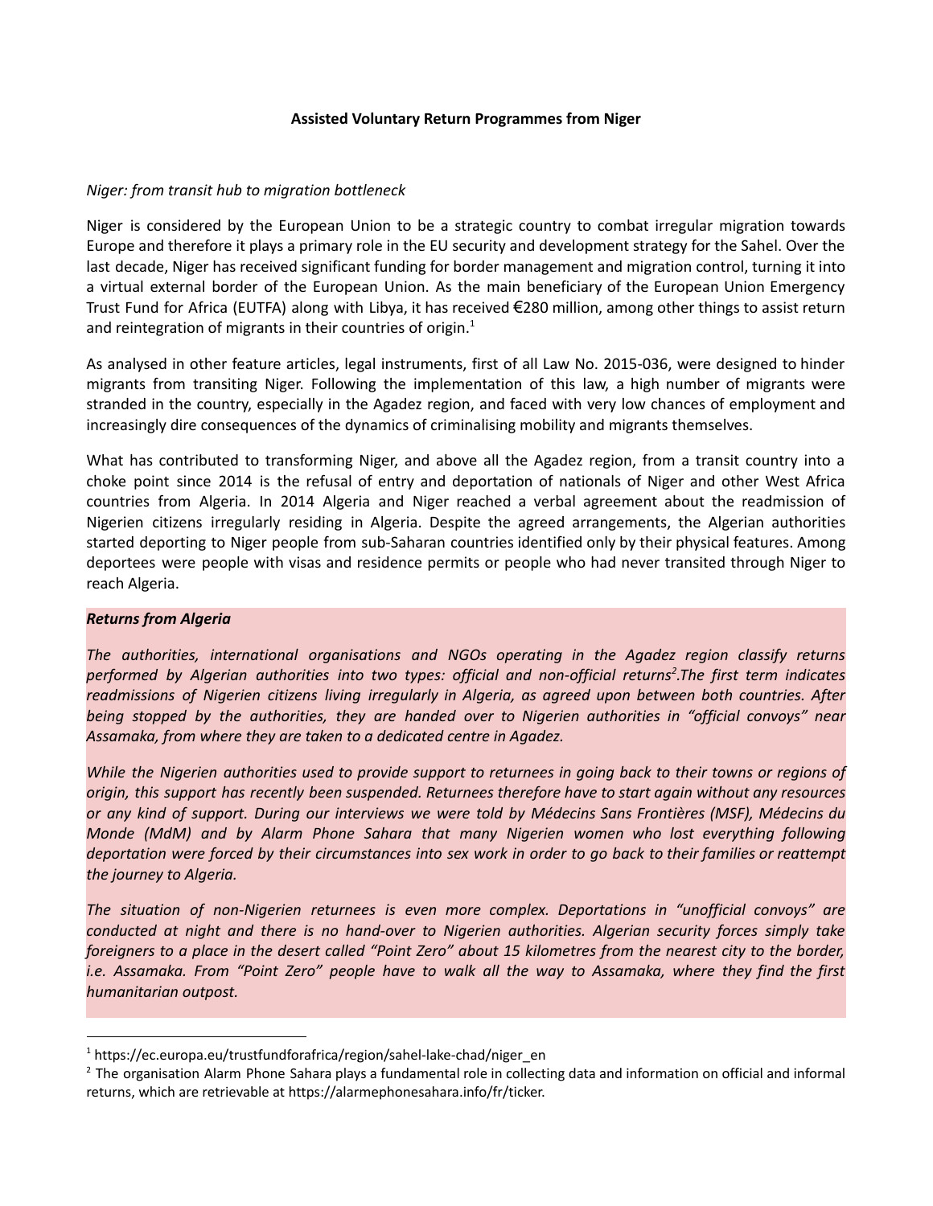# Assisted Voluntary Return Programmes from Niger

*Niger: from transit hub to migration bottleneck*

Niger is considered by the European Union to be a strategic country to combat irregular migration towards Europe and therefore it plays a primary role in the EU security and development strategy for the Sahel. Over the last decade, Niger has received significant funding for border management and migration control, turning it into a virtual external border of the European Union. As the main beneficiary of the European Union Emergency Trust Fund for Africa (EUTFA) along with Libya, it has received €280 million, among other things to assist return and reintegration of migrants in their countries of origin.[1]

As analysed in other feature articles, legal instruments, first of all Law No. 2015-036, were designed to hinder migrants from transiting Niger. Following the implementation of this law, a high number of migrants were stranded in the country, especially in the Agadez region, and faced with very low chances of employment and increasingly dire consequences of the dynamics of criminalising mobility and migrants themselves.

What has contributed to transforming Niger, and above all the Agadez region, from a transit country into a choke point since 2014 is the refusal of entry and deportation of nationals of Niger and other West Africa countries from Algeria. In 2014 Algeria and Niger reached a verbal agreement about the readmission of Nigerien citizens irregularly residing in Algeria. Despite the agreed arrangements, the Algerian authorities started deporting to Niger people from sub-Saharan countries identified only by their physical features. Among deportees were people with visas and residence permits or people who had never transited through Niger to reach Algeria.

***Returns from Algeria***

*The authorities, international organisations and NGOs operating in the Agadez region classify returns performed by Algerian authorities into two types: official and non-official returns[2].The first term indicates readmissions of Nigerien citizens living irregularly in Algeria, as agreed upon between both countries. After being stopped by the authorities, they are handed over to Nigerien authorities in "official convoys" near Assamaka, from where they are taken to a dedicated centre in Agadez.*

*While the Nigerien authorities used to provide support to returnees in going back to their towns or regions of origin, this support has recently been suspended. Returnees therefore have to start again without any resources or any kind of support. During our interviews we were told by Médecins Sans Frontières (MSF), Médecins du Monde (MdM) and by Alarm Phone Sahara that many Nigerien women who lost everything following deportation were forced by their circumstances into sex work in order to go back to their families or reattempt the journey to Algeria.*

*The situation of non-Nigerien returnees is even more complex. Deportations in "unofficial convoys" are conducted at night and there is no hand-over to Nigerien authorities. Algerian security forces simply take foreigners to a place in the desert called "Point Zero" about 15 kilometres from the nearest city to the border, i.e. Assamaka. From "Point Zero" people have to walk all the way to Assamaka, where they find the first humanitarian outpost.*

---

[1] https://ec.europa.eu/trustfundforafrica/region/sahel-lake-chad/niger_en

[2] The organisation Alarm Phone Sahara plays a fundamental role in collecting data and information on official and informal returns, which are retrievable at https://alarmephonesahara.info/fr/ticker.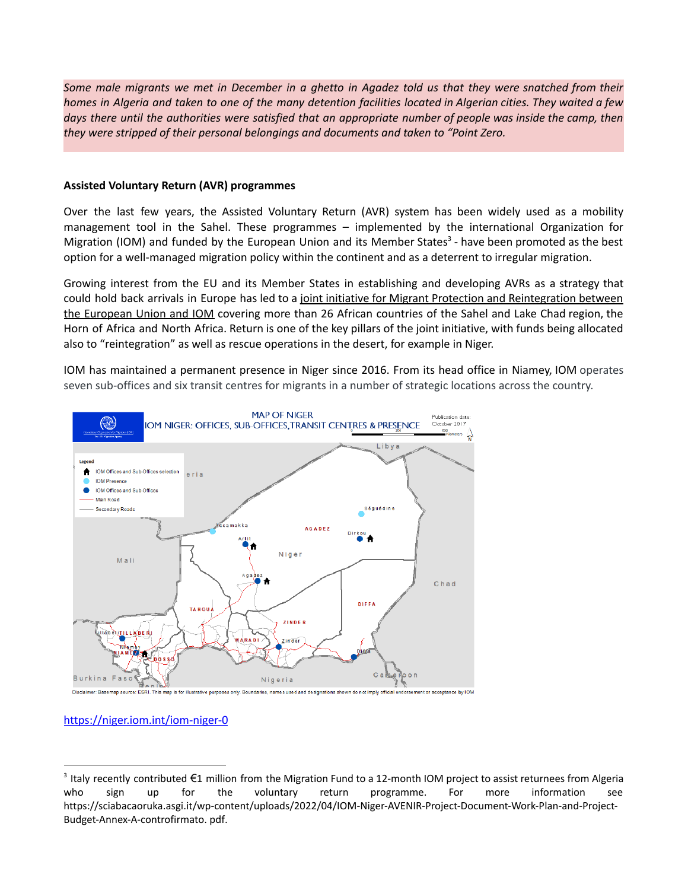*Some male migrants we met in December in a ghetto in Agadez told us that they were snatched from their homes in Algeria and taken to one of the many detention facilities located in Algerian cities. They waited a few days there until the authorities were satisfied that an appropriate number of people was inside the camp, then they were stripped of their personal belongings and documents and taken to "Point Zero.*

**Assisted Voluntary Return (AVR) programmes**

Over the last few years, the Assisted Voluntary Return (AVR) system has been widely used as a mobility management tool in the Sahel. These programmes – implemented by the international Organization for Migration (IOM) and funded by the European Union and its Member States[3] - have been promoted as the best option for a well-managed migration policy within the continent and as a deterrent to irregular migration.

Growing interest from the EU and its Member States in establishing and developing AVRs as a strategy that could hold back arrivals in Europe has led to a joint initiative for Migrant Protection and Reintegration between the European Union and IOM covering more than 26 African countries of the Sahel and Lake Chad region, the Horn of Africa and North Africa. Return is one of the key pillars of the joint initiative, with funds being allocated also to "reintegration" as well as rescue operations in the desert, for example in Niger.

IOM has maintained a permanent presence in Niger since 2016. From its head office in Niamey, IOM operates seven sub-offices and six transit centres for migrants in a number of strategic locations across the country.

MAP OF NIGER
IOM NIGER: OFFICES, SUB-OFFICES, TRANSIT CENTRES & PRESENCE

Publication date: October 2017

Legend: IOM Offices and Sub-Offices selection; IOM Presence; IOM Offices and Sub-Offices; Main Road; Secondary Roads

Disclaimer: Basemap source: ESRI. This map is for illustrative purposes only. Boundaries, names used and designations shown do not imply official endorsement or acceptance by IOM

https://niger.iom.int/iom-niger-0

---

[3] Italy recently contributed €1 million from the Migration Fund to a 12-month IOM project to assist returnees from Algeria who sign up for the voluntary return programme. For more information see https://sciabacaoruka.asgi.it/wp-content/uploads/2022/04/IOM-Niger-AVENIR-Project-Document-Work-Plan-and-Project-Budget-Annex-A-controfirmato. pdf.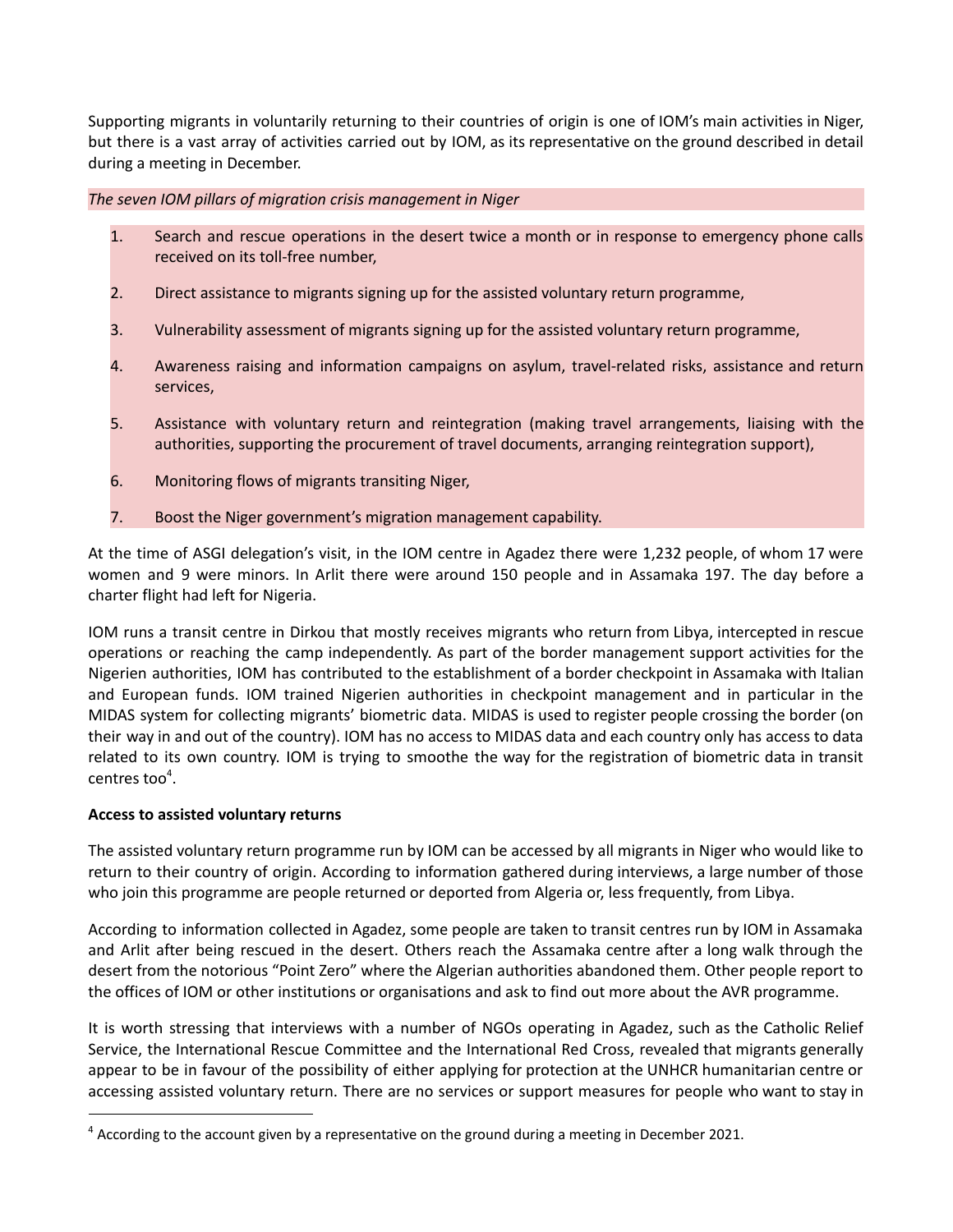Supporting migrants in voluntarily returning to their countries of origin is one of IOM's main activities in Niger, but there is a vast array of activities carried out by IOM, as its representative on the ground described in detail during a meeting in December.

*The seven IOM pillars of migration crisis management in Niger*

1. Search and rescue operations in the desert twice a month or in response to emergency phone calls received on its toll-free number,
2. Direct assistance to migrants signing up for the assisted voluntary return programme,
3. Vulnerability assessment of migrants signing up for the assisted voluntary return programme,
4. Awareness raising and information campaigns on asylum, travel-related risks, assistance and return services,
5. Assistance with voluntary return and reintegration (making travel arrangements, liaising with the authorities, supporting the procurement of travel documents, arranging reintegration support),
6. Monitoring flows of migrants transiting Niger,
7. Boost the Niger government's migration management capability.

At the time of ASGI delegation's visit, in the IOM centre in Agadez there were 1,232 people, of whom 17 were women and 9 were minors. In Arlit there were around 150 people and in Assamaka 197. The day before a charter flight had left for Nigeria.

IOM runs a transit centre in Dirkou that mostly receives migrants who return from Libya, intercepted in rescue operations or reaching the camp independently. As part of the border management support activities for the Nigerien authorities, IOM has contributed to the establishment of a border checkpoint in Assamaka with Italian and European funds. IOM trained Nigerien authorities in checkpoint management and in particular in the MIDAS system for collecting migrants' biometric data. MIDAS is used to register people crossing the border (on their way in and out of the country). IOM has no access to MIDAS data and each country only has access to data related to its own country. IOM is trying to smoothe the way for the registration of biometric data in transit centres too[4].

**Access to assisted voluntary returns**

The assisted voluntary return programme run by IOM can be accessed by all migrants in Niger who would like to return to their country of origin. According to information gathered during interviews, a large number of those who join this programme are people returned or deported from Algeria or, less frequently, from Libya.

According to information collected in Agadez, some people are taken to transit centres run by IOM in Assamaka and Arlit after being rescued in the desert. Others reach the Assamaka centre after a long walk through the desert from the notorious "Point Zero" where the Algerian authorities abandoned them. Other people report to the offices of IOM or other institutions or organisations and ask to find out more about the AVR programme.

It is worth stressing that interviews with a number of NGOs operating in Agadez, such as the Catholic Relief Service, the International Rescue Committee and the International Red Cross, revealed that migrants generally appear to be in favour of the possibility of either applying for protection at the UNHCR humanitarian centre or accessing assisted voluntary return. There are no services or support measures for people who want to stay in

[4] According to the account given by a representative on the ground during a meeting in December 2021.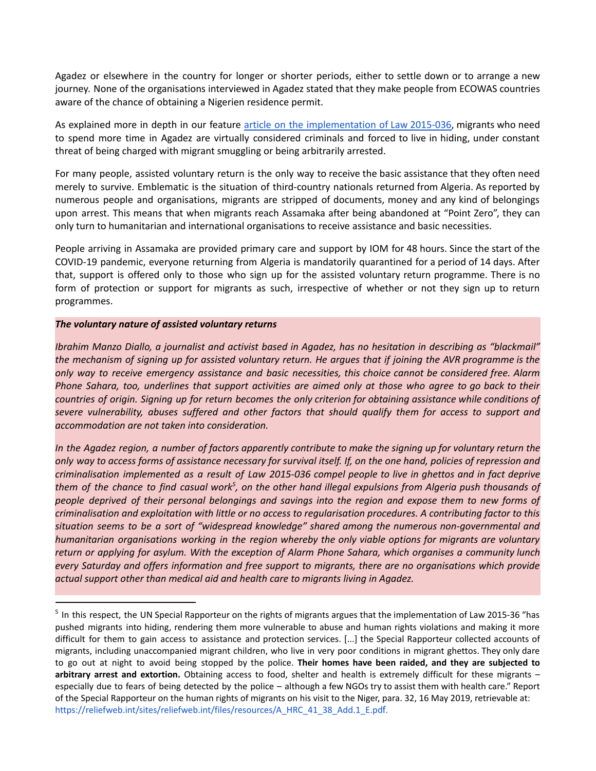Agadez or elsewhere in the country for longer or shorter periods, either to settle down or to arrange a new journey. None of the organisations interviewed in Agadez stated that they make people from ECOWAS countries aware of the chance of obtaining a Nigerien residence permit.

As explained more in depth in our feature [article on the implementation of Law 2015-036](), migrants who need to spend more time in Agadez are virtually considered criminals and forced to live in hiding, under constant threat of being charged with migrant smuggling or being arbitrarily arrested.

For many people, assisted voluntary return is the only way to receive the basic assistance that they often need merely to survive. Emblematic is the situation of third-country nationals returned from Algeria. As reported by numerous people and organisations, migrants are stripped of documents, money and any kind of belongings upon arrest. This means that when migrants reach Assamaka after being abandoned at "Point Zero", they can only turn to humanitarian and international organisations to receive assistance and basic necessities.

People arriving in Assamaka are provided primary care and support by IOM for 48 hours. Since the start of the COVID-19 pandemic, everyone returning from Algeria is mandatorily quarantined for a period of 14 days. After that, support is offered only to those who sign up for the assisted voluntary return programme. There is no form of protection or support for migrants as such, irrespective of whether or not they sign up to return programmes.

***The voluntary nature of assisted voluntary returns***

*Ibrahim Manzo Diallo, a journalist and activist based in Agadez, has no hesitation in describing as "blackmail" the mechanism of signing up for assisted voluntary return. He argues that if joining the AVR programme is the only way to receive emergency assistance and basic necessities, this choice cannot be considered free. Alarm Phone Sahara, too, underlines that support activities are aimed only at those who agree to go back to their countries of origin. Signing up for return becomes the only criterion for obtaining assistance while conditions of severe vulnerability, abuses suffered and other factors that should qualify them for access to support and accommodation are not taken into consideration.*

*In the Agadez region, a number of factors apparently contribute to make the signing up for voluntary return the only way to access forms of assistance necessary for survival itself. If, on the one hand, policies of repression and criminalisation implemented as a result of Law 2015-036 compel people to live in ghettos and in fact deprive them of the chance to find casual work*[5]*, on the other hand illegal expulsions from Algeria push thousands of people deprived of their personal belongings and savings into the region and expose them to new forms of criminalisation and exploitation with little or no access to regularisation procedures. A contributing factor to this situation seems to be a sort of "widespread knowledge" shared among the numerous non-governmental and humanitarian organisations working in the region whereby the only viable options for migrants are voluntary return or applying for asylum. With the exception of Alarm Phone Sahara, which organises a community lunch every Saturday and offers information and free support to migrants, there are no organisations which provide actual support other than medical aid and health care to migrants living in Agadez.*

---

[5] In this respect, the UN Special Rapporteur on the rights of migrants argues that the implementation of Law 2015-36 "has pushed migrants into hiding, rendering them more vulnerable to abuse and human rights violations and making it more difficult for them to gain access to assistance and protection services. [...] the Special Rapporteur collected accounts of migrants, including unaccompanied migrant children, who live in very poor conditions in migrant ghettos. They only dare to go out at night to avoid being stopped by the police. **Their homes have been raided, and they are subjected to arbitrary arrest and extortion.** Obtaining access to food, shelter and health is extremely difficult for these migrants – especially due to fears of being detected by the police – although a few NGOs try to assist them with health care." Report of the Special Rapporteur on the human rights of migrants on his visit to the Niger, para. 32, 16 May 2019, retrievable at: https://reliefweb.int/sites/reliefweb.int/files/resources/A_HRC_41_38_Add.1_E.pdf.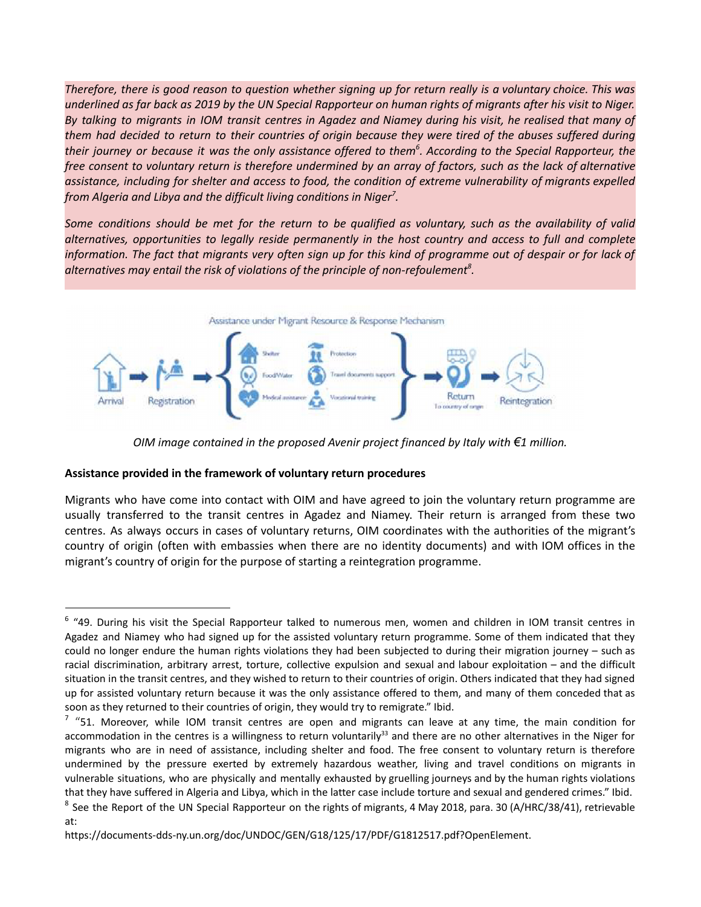*Therefore, there is good reason to question whether signing up for return really is a voluntary choice. This was underlined as far back as 2019 by the UN Special Rapporteur on human rights of migrants after his visit to Niger. By talking to migrants in IOM transit centres in Agadez and Niamey during his visit, he realised that many of them had decided to return to their countries of origin because they were tired of the abuses suffered during their journey or because it was the only assistance offered to them[6]. According to the Special Rapporteur, the free consent to voluntary return is therefore undermined by an array of factors, such as the lack of alternative assistance, including for shelter and access to food, the condition of extreme vulnerability of migrants expelled from Algeria and Libya and the difficult living conditions in Niger[7].*

*Some conditions should be met for the return to be qualified as voluntary, such as the availability of valid alternatives, opportunities to legally reside permanently in the host country and access to full and complete information. The fact that migrants very often sign up for this kind of programme out of despair or for lack of alternatives may entail the risk of violations of the principle of non-refoulement[8].*

*OIM image contained in the proposed Avenir project financed by Italy with €1 million.*

**Assistance provided in the framework of voluntary return procedures**

Migrants who have come into contact with OIM and have agreed to join the voluntary return programme are usually transferred to the transit centres in Agadez and Niamey. Their return is arranged from these two centres. As always occurs in cases of voluntary returns, OIM coordinates with the authorities of the migrant's country of origin (often with embassies when there are no identity documents) and with IOM offices in the migrant's country of origin for the purpose of starting a reintegration programme.

---

[6] "49. During his visit the Special Rapporteur talked to numerous men, women and children in IOM transit centres in Agadez and Niamey who had signed up for the assisted voluntary return programme. Some of them indicated that they could no longer endure the human rights violations they had been subjected to during their migration journey – such as racial discrimination, arbitrary arrest, torture, collective expulsion and sexual and labour exploitation – and the difficult situation in the transit centres, and they wished to return to their countries of origin. Others indicated that they had signed up for assisted voluntary return because it was the only assistance offered to them, and many of them conceded that as soon as they returned to their countries of origin, they would try to remigrate." Ibid.

[7] "51. Moreover, while IOM transit centres are open and migrants can leave at any time, the main condition for accommodation in the centres is a willingness to return voluntarily[33] and there are no other alternatives in the Niger for migrants who are in need of assistance, including shelter and food. The free consent to voluntary return is therefore undermined by the pressure exerted by extremely hazardous weather, living and travel conditions on migrants in vulnerable situations, who are physically and mentally exhausted by gruelling journeys and by the human rights violations that they have suffered in Algeria and Libya, which in the latter case include torture and sexual and gendered crimes." Ibid.

[8] See the Report of the UN Special Rapporteur on the rights of migrants, 4 May 2018, para. 30 (A/HRC/38/41), retrievable at:

https://documents-dds-ny.un.org/doc/UNDOC/GEN/G18/125/17/PDF/G1812517.pdf?OpenElement.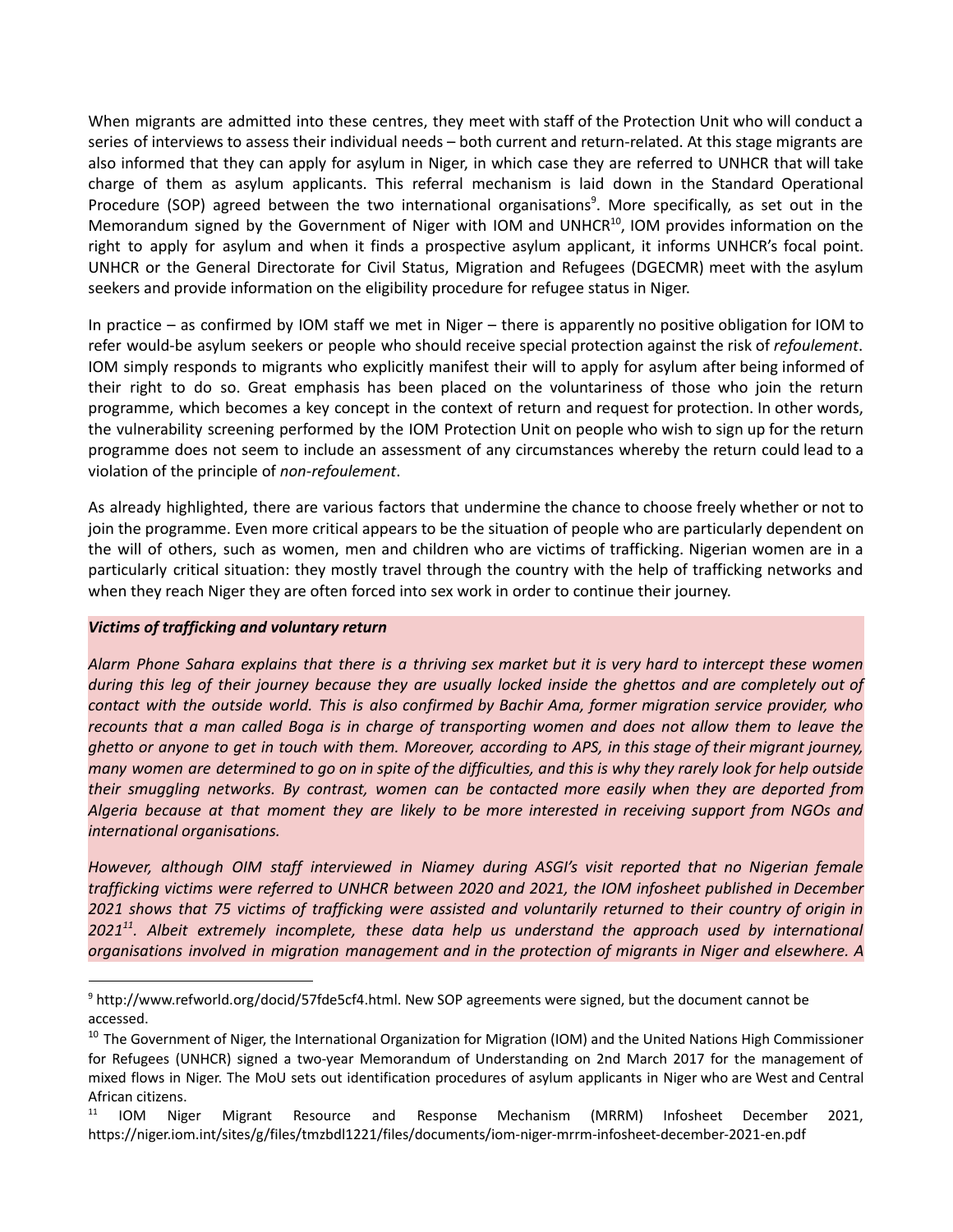When migrants are admitted into these centres, they meet with staff of the Protection Unit who will conduct a series of interviews to assess their individual needs – both current and return-related. At this stage migrants are also informed that they can apply for asylum in Niger, in which case they are referred to UNHCR that will take charge of them as asylum applicants. This referral mechanism is laid down in the Standard Operational Procedure (SOP) agreed between the two international organisations[9]. More specifically, as set out in the Memorandum signed by the Government of Niger with IOM and UNHCR[10], IOM provides information on the right to apply for asylum and when it finds a prospective asylum applicant, it informs UNHCR's focal point. UNHCR or the General Directorate for Civil Status, Migration and Refugees (DGECMR) meet with the asylum seekers and provide information on the eligibility procedure for refugee status in Niger.

In practice – as confirmed by IOM staff we met in Niger – there is apparently no positive obligation for IOM to refer would-be asylum seekers or people who should receive special protection against the risk of *refoulement*. IOM simply responds to migrants who explicitly manifest their will to apply for asylum after being informed of their right to do so. Great emphasis has been placed on the voluntariness of those who join the return programme, which becomes a key concept in the context of return and request for protection. In other words, the vulnerability screening performed by the IOM Protection Unit on people who wish to sign up for the return programme does not seem to include an assessment of any circumstances whereby the return could lead to a violation of the principle of *non-refoulement*.

As already highlighted, there are various factors that undermine the chance to choose freely whether or not to join the programme. Even more critical appears to be the situation of people who are particularly dependent on the will of others, such as women, men and children who are victims of trafficking. Nigerian women are in a particularly critical situation: they mostly travel through the country with the help of trafficking networks and when they reach Niger they are often forced into sex work in order to continue their journey.

***Victims of trafficking and voluntary return***

*Alarm Phone Sahara explains that there is a thriving sex market but it is very hard to intercept these women during this leg of their journey because they are usually locked inside the ghettos and are completely out of contact with the outside world. This is also confirmed by Bachir Ama, former migration service provider, who recounts that a man called Boga is in charge of transporting women and does not allow them to leave the ghetto or anyone to get in touch with them. Moreover, according to APS, in this stage of their migrant journey, many women are determined to go on in spite of the difficulties, and this is why they rarely look for help outside their smuggling networks. By contrast, women can be contacted more easily when they are deported from Algeria because at that moment they are likely to be more interested in receiving support from NGOs and international organisations.*

*However, although OIM staff interviewed in Niamey during ASGI's visit reported that no Nigerian female trafficking victims were referred to UNHCR between 2020 and 2021, the IOM infosheet published in December 2021 shows that 75 victims of trafficking were assisted and voluntarily returned to their country of origin in 2021[11]. Albeit extremely incomplete, these data help us understand the approach used by international organisations involved in migration management and in the protection of migrants in Niger and elsewhere. A*

---

[9] http://www.refworld.org/docid/57fde5cf4.html. New SOP agreements were signed, but the document cannot be accessed.

[10] The Government of Niger, the International Organization for Migration (IOM) and the United Nations High Commissioner for Refugees (UNHCR) signed a two-year Memorandum of Understanding on 2nd March 2017 for the management of mixed flows in Niger. The MoU sets out identification procedures of asylum applicants in Niger who are West and Central African citizens.

[11] IOM Niger Migrant Resource and Response Mechanism (MRRM) Infosheet December 2021, https://niger.iom.int/sites/g/files/tmzbdl1221/files/documents/iom-niger-mrrm-infosheet-december-2021-en.pdf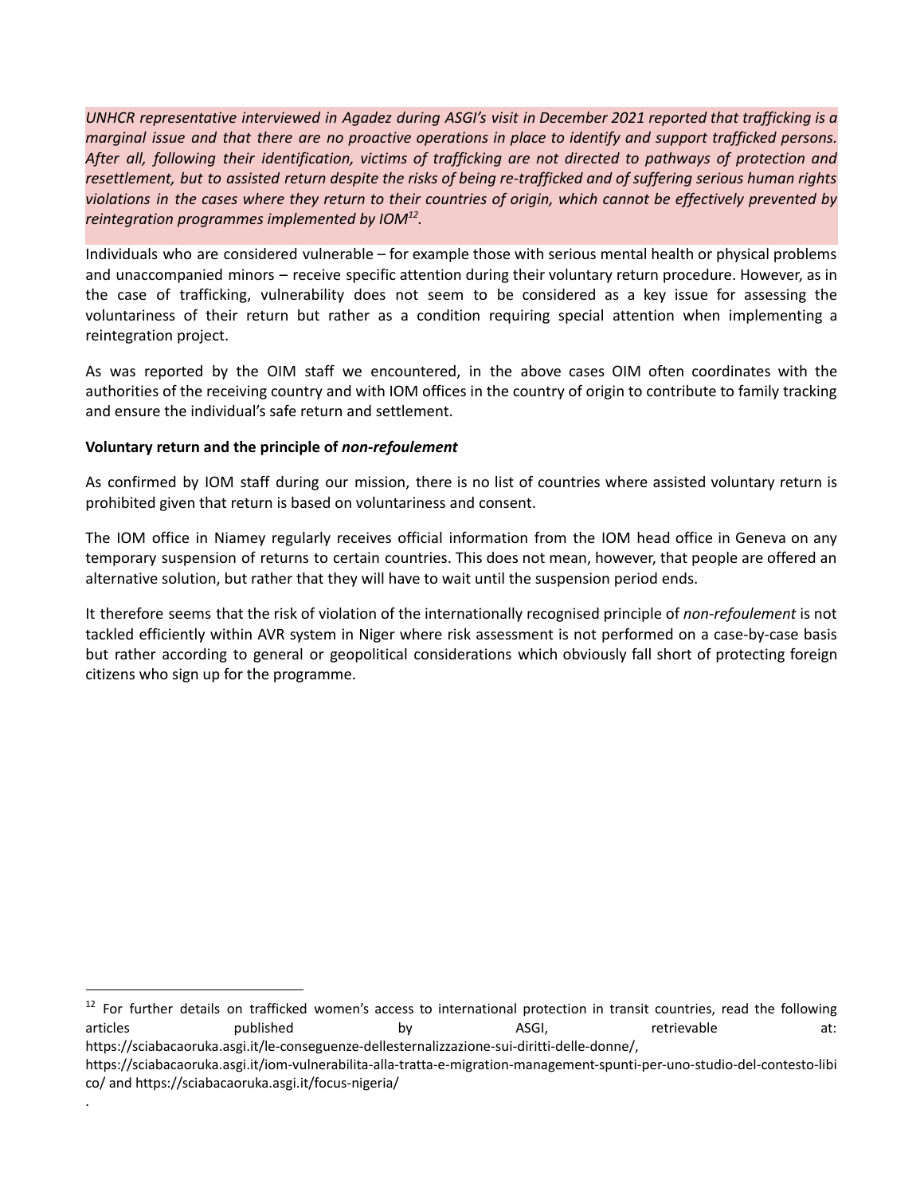*UNHCR representative interviewed in Agadez during ASGI's visit in December 2021 reported that trafficking is a marginal issue and that there are no proactive operations in place to identify and support trafficked persons. After all, following their identification, victims of trafficking are not directed to pathways of protection and resettlement, but to assisted return despite the risks of being re-trafficked and of suffering serious human rights violations in the cases where they return to their countries of origin, which cannot be effectively prevented by reintegration programmes implemented by IOM*[12]*.*

Individuals who are considered vulnerable – for example those with serious mental health or physical problems and unaccompanied minors – receive specific attention during their voluntary return procedure. However, as in the case of trafficking, vulnerability does not seem to be considered as a key issue for assessing the voluntariness of their return but rather as a condition requiring special attention when implementing a reintegration project.

As was reported by the OIM staff we encountered, in the above cases OIM often coordinates with the authorities of the receiving country and with IOM offices in the country of origin to contribute to family tracking and ensure the individual's safe return and settlement.

**Voluntary return and the principle of *non-refoulement***

As confirmed by IOM staff during our mission, there is no list of countries where assisted voluntary return is prohibited given that return is based on voluntariness and consent.

The IOM office in Niamey regularly receives official information from the IOM head office in Geneva on any temporary suspension of returns to certain countries. This does not mean, however, that people are offered an alternative solution, but rather that they will have to wait until the suspension period ends.

It therefore seems that the risk of violation of the internationally recognised principle of *non-refoulement* is not tackled efficiently within AVR system in Niger where risk assessment is not performed on a case-by-case basis but rather according to general or geopolitical considerations which obviously fall short of protecting foreign citizens who sign up for the programme.

[12] For further details on trafficked women's access to international protection in transit countries, read the following articles published by ASGI, retrievable at: https://sciabacaoruka.asgi.it/le-conseguenze-dellesternalizzazione-sui-diritti-delle-donne/, https://sciabacaoruka.asgi.it/iom-vulnerabilita-alla-tratta-e-migration-management-spunti-per-uno-studio-del-contesto-libico/ and https://sciabacaoruka.asgi.it/focus-nigeria/

.